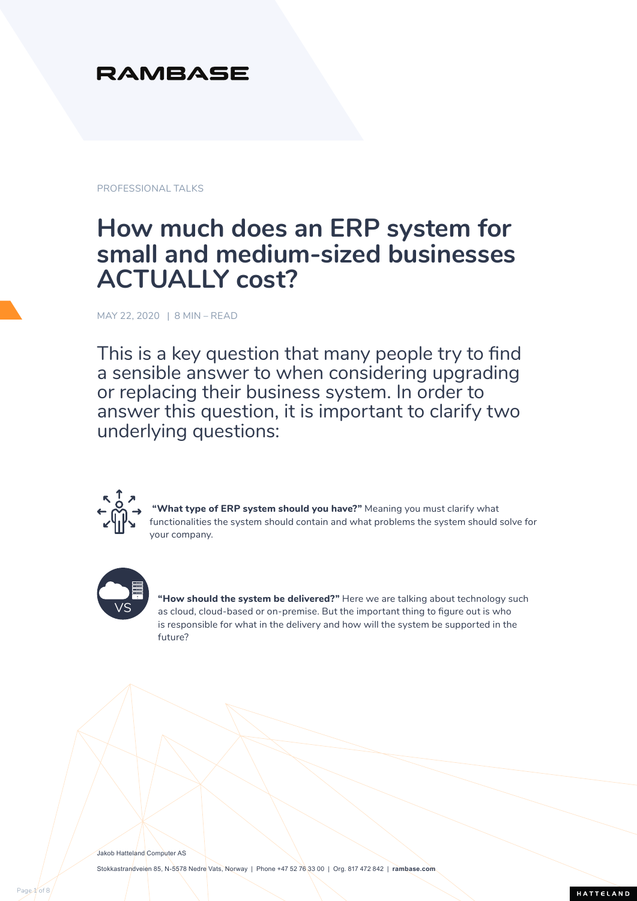RAMBASE

PROFESSIONAL TALKS

# How much does an ERP system for small and medium-sized businesses ACTUALLY cost?

MAY 22, 2020 | 8 MIN – READ

This is a key question that many people try to find a sensible answer to when considering upgrading or replacing their business system. In order to answer this question, it is important to clarify two underlying questions:

**"What type of ERP system should you have?"** Meaning you must clarify what functionalities the system should contain and what problems the system should solve for your company.

**"How should the system be delivered?"** Here we are talking about technology such as cloud, cloud-based or on-premise. But the important thing to figure out is who is responsible for what in the delivery and how will the system be supported in the future?

Jakob Hatteland Computer AS

Stokkastrandveien 85, N-5578 Nedre Vats, Norway | Phone +47 52 76 33 00 | Org. 817 472 842 | **rambase.com**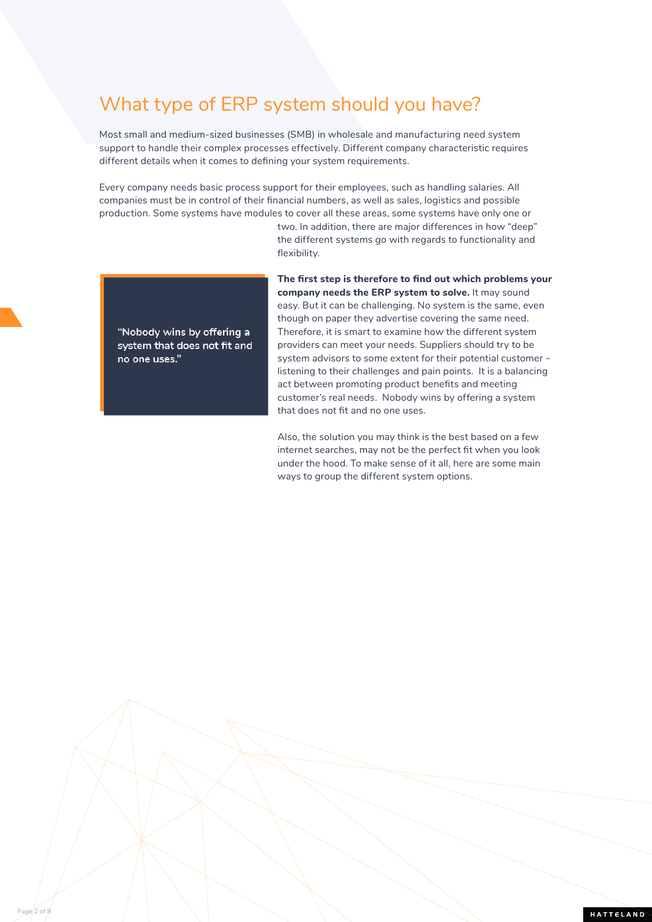# What type of ERP system should you have?

Most small and medium-sized businesses (SMB) in wholesale and manufacturing need system support to handle their complex processes effectively. Different company characteristic requires different details when it comes to defining your system requirements.

Every company needs basic process support for their employees, such as handling salaries. All companies must be in control of their financial numbers, as well as sales, logistics and possible production. Some systems have modules to cover all these areas, some systems have only one or two. In addition, there are major differences in how "deep" the different systems go with regards to functionality and flexibility.

> "Nobody wins by offering a system that does not fit and no one uses."

**The first step is therefore to find out which problems your company needs the ERP system to solve.** It may sound easy. But it can be challenging. No system is the same, even though on paper they advertise covering the same need. Therefore, it is smart to examine how the different system providers can meet your needs. Suppliers should try to be system advisors to some extent for their potential customer – listening to their challenges and pain points. It is a balancing act between promoting product benefits and meeting customer's real needs. Nobody wins by offering a system that does not fit and no one uses.

Also, the solution you may think is the best based on a few internet searches, may not be the perfect fit when you look under the hood. To make sense of it all, here are some main ways to group the different system options.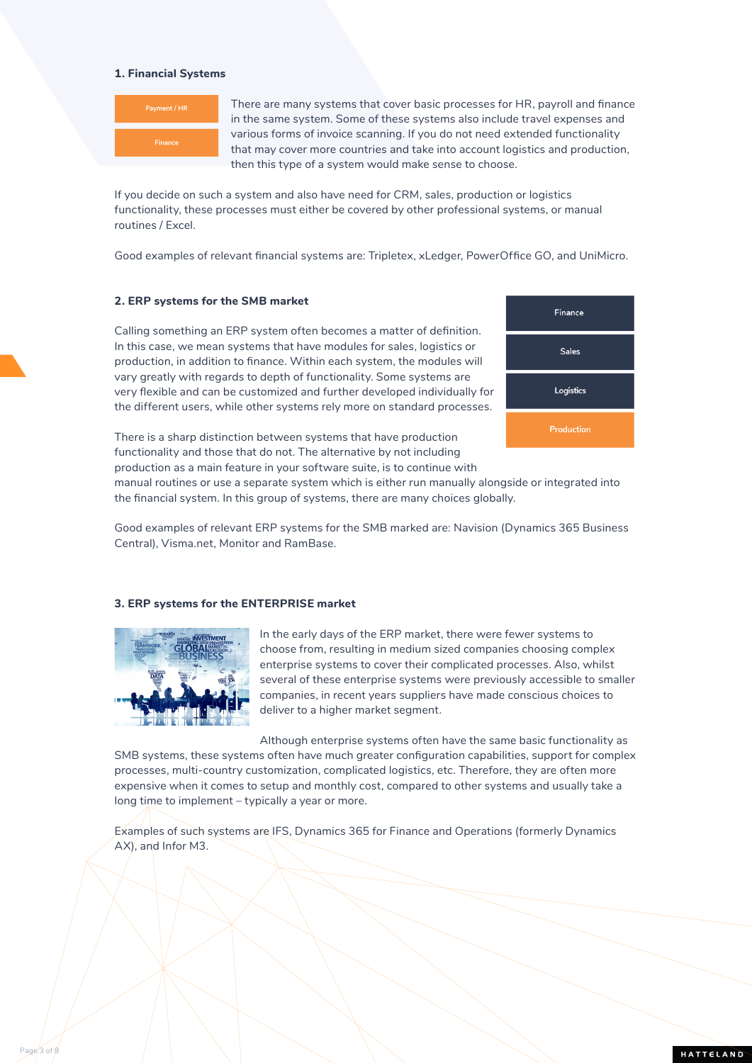### 1. Financial Systems

Payment / HR

Finance

There are many systems that cover basic processes for HR, payroll and finance in the same system. Some of these systems also include travel expenses and various forms of invoice scanning. If you do not need extended functionality that may cover more countries and take into account logistics and production, then this type of a system would make sense to choose.

If you decide on such a system and also have need for CRM, sales, production or logistics functionality, these processes must either be covered by other professional systems, or manual routines / Excel.

Good examples of relevant financial systems are: Tripletex, xLedger, PowerOffice GO, and UniMicro.

### 2. ERP systems for the SMB market

Finance

Sales

Logistics

Production

Calling something an ERP system often becomes a matter of definition. In this case, we mean systems that have modules for sales, logistics or production, in addition to finance. Within each system, the modules will vary greatly with regards to depth of functionality. Some systems are very flexible and can be customized and further developed individually for the different users, while other systems rely more on standard processes.

There is a sharp distinction between systems that have production functionality and those that do not. The alternative by not including production as a main feature in your software suite, is to continue with manual routines or use a separate system which is either run manually alongside or integrated into the financial system. In this group of systems, there are many choices globally.

Good examples of relevant ERP systems for the SMB marked are: Navision (Dynamics 365 Business Central), Visma.net, Monitor and RamBase.

### 3. ERP systems for the ENTERPRISE market

In the early days of the ERP market, there were fewer systems to choose from, resulting in medium sized companies choosing complex enterprise systems to cover their complicated processes. Also, whilst several of these enterprise systems were previously accessible to smaller companies, in recent years suppliers have made conscious choices to deliver to a higher market segment.

Although enterprise systems often have the same basic functionality as SMB systems, these systems often have much greater configuration capabilities, support for complex processes, multi-country customization, complicated logistics, etc. Therefore, they are often more expensive when it comes to setup and monthly cost, compared to other systems and usually take a long time to implement – typically a year or more.

Examples of such systems are IFS, Dynamics 365 for Finance and Operations (formerly Dynamics AX), and Infor M3.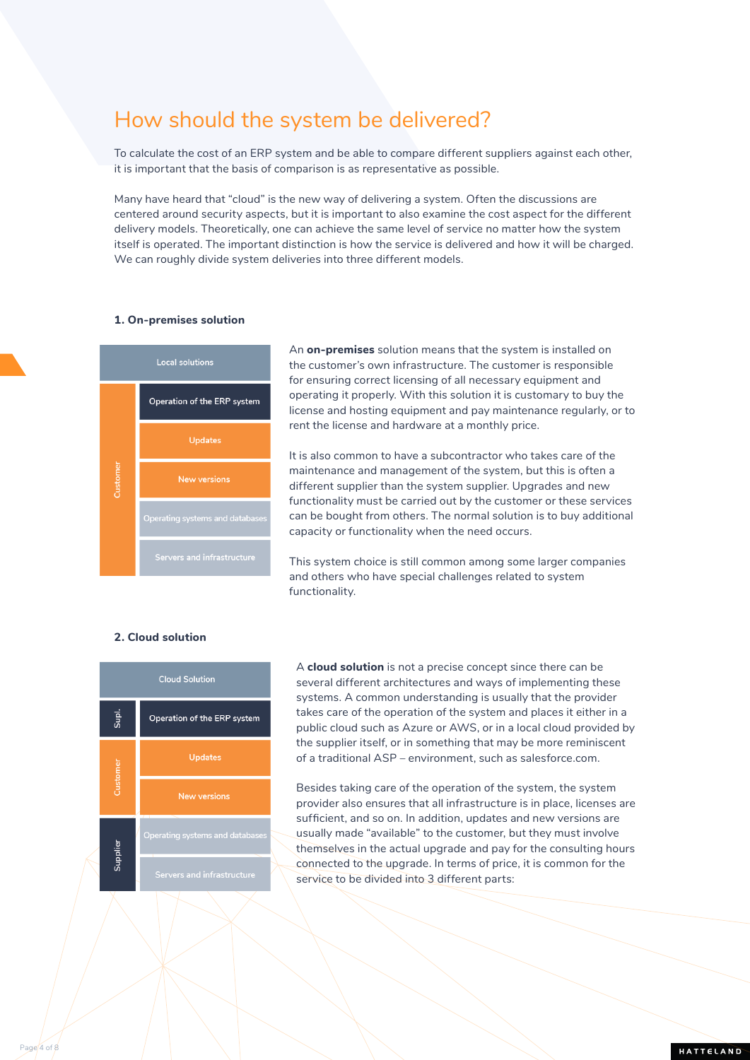# How should the system be delivered?

To calculate the cost of an ERP system and be able to compare different suppliers against each other, it is important that the basis of comparison is as representative as possible.

Many have heard that "cloud" is the new way of delivering a system. Often the discussions are centered around security aspects, but it is important to also examine the cost aspect for the different delivery models. Theoretically, one can achieve the same level of service no matter how the system itself is operated. The important distinction is how the service is delivered and how it will be charged. We can roughly divide system deliveries into three different models.

### 1. On-premises solution

| Local solutions | |
|---|---|
| Customer | Operation of the ERP system |
| | Updates |
| | New versions |
| | Operating systems and databases |
| | Servers and infrastructure |

An **on-premises** solution means that the system is installed on the customer's own infrastructure. The customer is responsible for ensuring correct licensing of all necessary equipment and operating it properly. With this solution it is customary to buy the license and hosting equipment and pay maintenance regularly, or to rent the license and hardware at a monthly price.

It is also common to have a subcontractor who takes care of the maintenance and management of the system, but this is often a different supplier than the system supplier. Upgrades and new functionality must be carried out by the customer or these services can be bought from others. The normal solution is to buy additional capacity or functionality when the need occurs.

This system choice is still common among some larger companies and others who have special challenges related to system functionality.

### 2. Cloud solution

| Cloud Solution | |
|---|---|
| Supl. | Operation of the ERP system |
| Customer | Updates |
| | New versions |
| Supplier | Operating systems and databases |
| | Servers and infrastructure |

A **cloud solution** is not a precise concept since there can be several different architectures and ways of implementing these systems. A common understanding is usually that the provider takes care of the operation of the system and places it either in a public cloud such as Azure or AWS, or in a local cloud provided by the supplier itself, or in something that may be more reminiscent of a traditional ASP – environment, such as salesforce.com.

Besides taking care of the operation of the system, the system provider also ensures that all infrastructure is in place, licenses are sufficient, and so on. In addition, updates and new versions are usually made "available" to the customer, but they must involve themselves in the actual upgrade and pay for the consulting hours connected to the upgrade. In terms of price, it is common for the service to be divided into 3 different parts: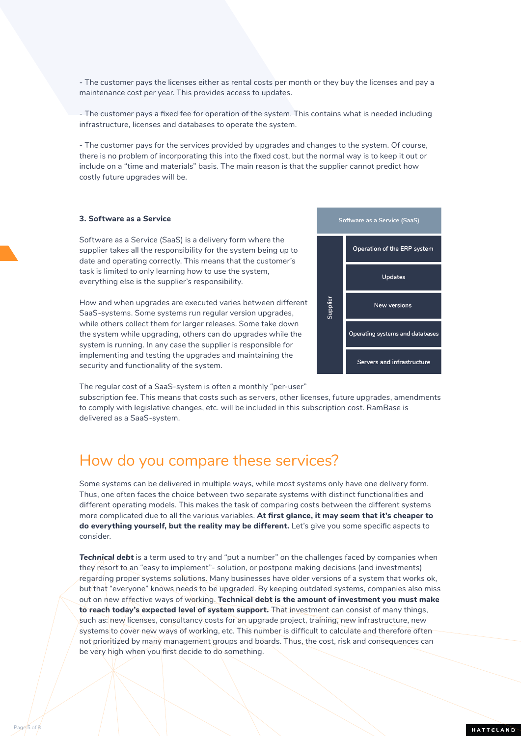- The customer pays the licenses either as rental costs per month or they buy the licenses and pay a maintenance cost per year. This provides access to updates.

- The customer pays a fixed fee for operation of the system. This contains what is needed including infrastructure, licenses and databases to operate the system.

- The customer pays for the services provided by upgrades and changes to the system. Of course, there is no problem of incorporating this into the fixed cost, but the normal way is to keep it out or include on a "time and materials" basis. The main reason is that the supplier cannot predict how costly future upgrades will be.

### 3. Software as a Service

Software as a Service (SaaS) is a delivery form where the supplier takes all the responsibility for the system being up to date and operating correctly. This means that the customer's task is limited to only learning how to use the system, everything else is the supplier's responsibility.

How and when upgrades are executed varies between different SaaS-systems. Some systems run regular version upgrades, while others collect them for larger releases. Some take down the system while upgrading, others can do upgrades while the system is running. In any case the supplier is responsible for implementing and testing the upgrades and maintaining the security and functionality of the system.

| Software as a Service (SaaS) | |
|---|---|
| Supplier | Operation of the ERP system |
| | Updates |
| | New versions |
| | Operating systems and databases |
| | Servers and infrastructure |

The regular cost of a SaaS-system is often a monthly "per-user" subscription fee. This means that costs such as servers, other licenses, future upgrades, amendments to comply with legislative changes, etc. will be included in this subscription cost. RamBase is delivered as a SaaS-system.

## How do you compare these services?

Some systems can be delivered in multiple ways, while most systems only have one delivery form. Thus, one often faces the choice between two separate systems with distinct functionalities and different operating models. This makes the task of comparing costs between the different systems more complicated due to all the various variables. **At first glance, it may seem that it's cheaper to do everything yourself, but the reality may be different.** Let's give you some specific aspects to consider.

***Technical debt*** is a term used to try and "put a number" on the challenges faced by companies when they resort to an "easy to implement"- solution, or postpone making decisions (and investments) regarding proper systems solutions. Many businesses have older versions of a system that works ok, but that "everyone" knows needs to be upgraded. By keeping outdated systems, companies also miss out on new effective ways of working. **Technical debt is the amount of investment you must make to reach today's expected level of system support.** That investment can consist of many things, such as: new licenses, consultancy costs for an upgrade project, training, new infrastructure, new systems to cover new ways of working, etc. This number is difficult to calculate and therefore often not prioritized by many management groups and boards. Thus, the cost, risk and consequences can be very high when you first decide to do something.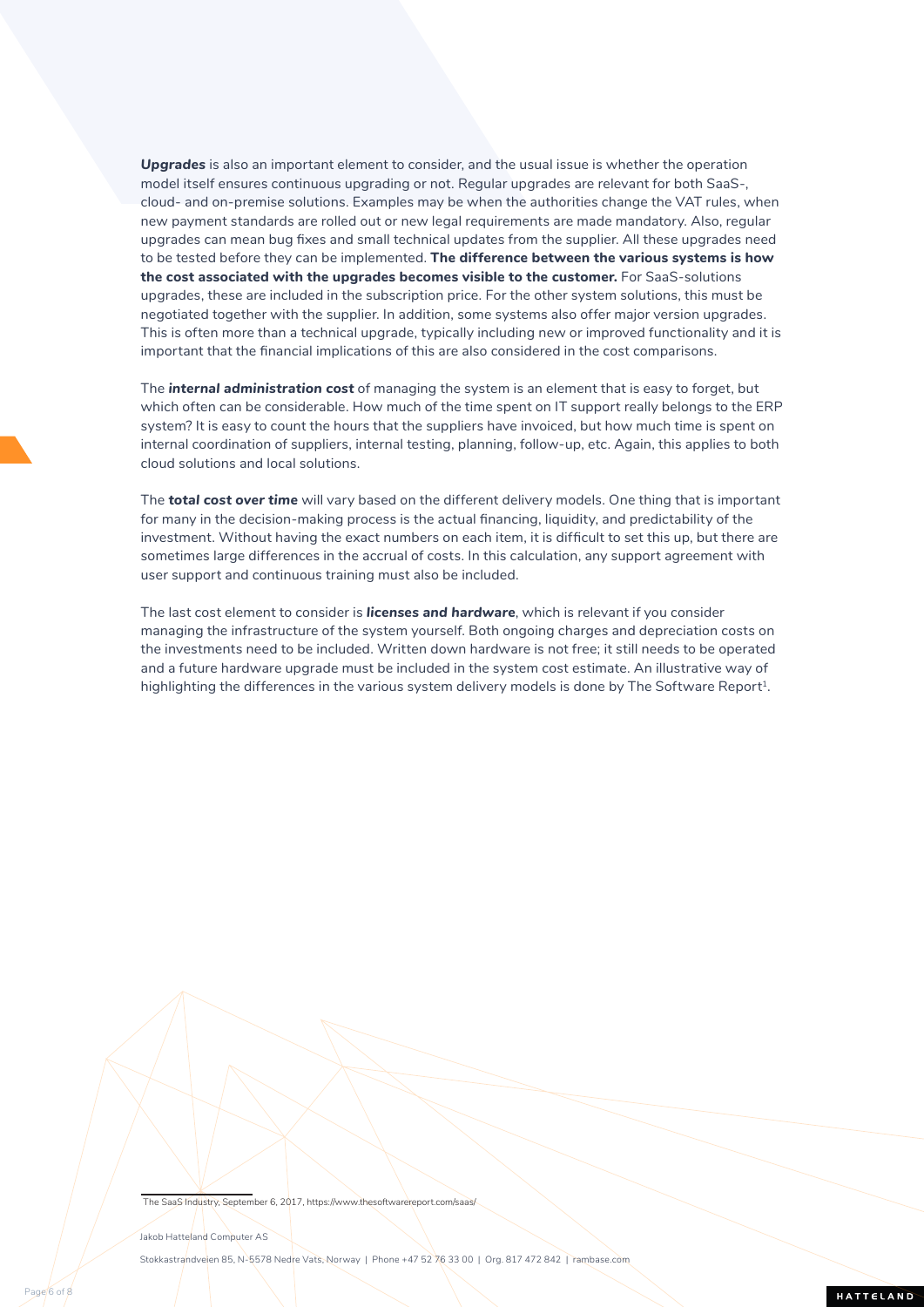***Upgrades*** is also an important element to consider, and the usual issue is whether the operation model itself ensures continuous upgrading or not. Regular upgrades are relevant for both SaaS-, cloud- and on-premise solutions. Examples may be when the authorities change the VAT rules, when new payment standards are rolled out or new legal requirements are made mandatory. Also, regular upgrades can mean bug fixes and small technical updates from the supplier. All these upgrades need to be tested before they can be implemented. **The difference between the various systems is how the cost associated with the upgrades becomes visible to the customer.** For SaaS-solutions upgrades, these are included in the subscription price. For the other system solutions, this must be negotiated together with the supplier. In addition, some systems also offer major version upgrades. This is often more than a technical upgrade, typically including new or improved functionality and it is important that the financial implications of this are also considered in the cost comparisons.

The ***internal administration cost*** of managing the system is an element that is easy to forget, but which often can be considerable. How much of the time spent on IT support really belongs to the ERP system? It is easy to count the hours that the suppliers have invoiced, but how much time is spent on internal coordination of suppliers, internal testing, planning, follow-up, etc. Again, this applies to both cloud solutions and local solutions.

The ***total cost over time*** will vary based on the different delivery models. One thing that is important for many in the decision-making process is the actual financing, liquidity, and predictability of the investment. Without having the exact numbers on each item, it is difficult to set this up, but there are sometimes large differences in the accrual of costs. In this calculation, any support agreement with user support and continuous training must also be included.

The last cost element to consider is ***licenses and hardware***, which is relevant if you consider managing the infrastructure of the system yourself. Both ongoing charges and depreciation costs on the investments need to be included. Written down hardware is not free; it still needs to be operated and a future hardware upgrade must be included in the system cost estimate. An illustrative way of highlighting the differences in the various system delivery models is done by The Software Report[1].

[1] The SaaS Industry, September 6, 2017, https://www.thesoftwarereport.com/saas/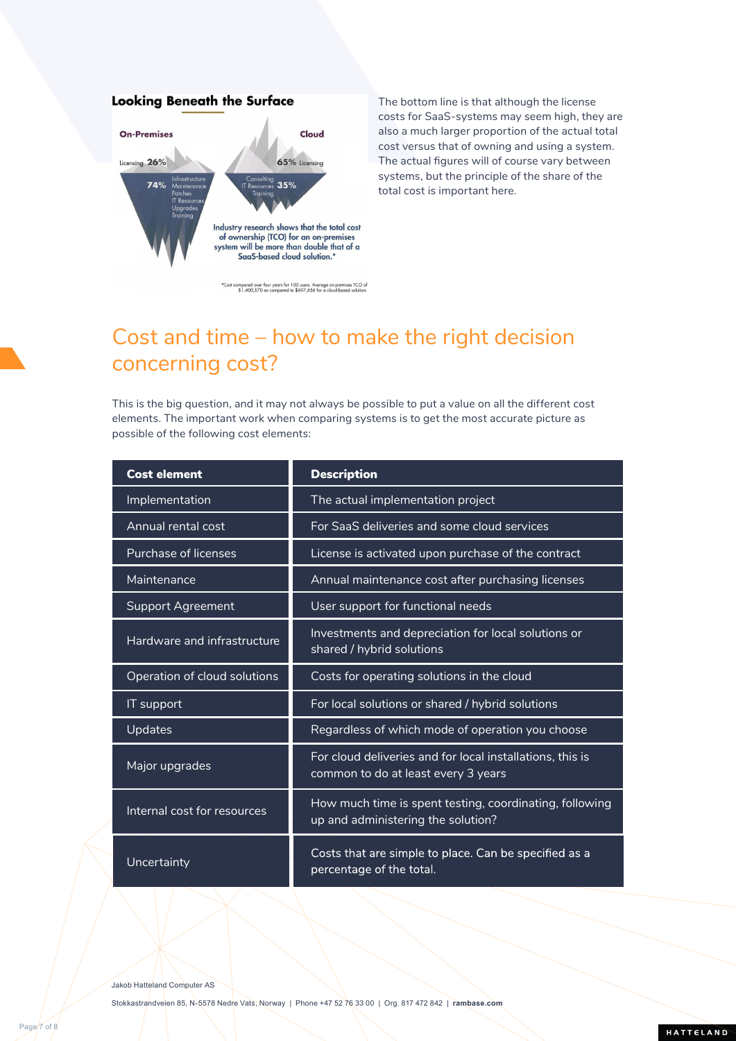## Looking Beneath the Surface

**On-Premises**

Licensing 26%

74% Infrastructure, Maintenance, Patches, IT Resources, Upgrades, Training

**Cloud**

65% Licensing

Consulting, IT Resources, Training 35%

Industry research shows that the total cost of ownership (TCO) for an on-premises system will be more than double that of a SaaS-based cloud solution.*

*Cost compared over four years for 100 users. Average on-premises TCO of $1,400,570 as compared to $697,656 for a cloud-based solution.

The bottom line is that although the license costs for SaaS-systems may seem high, they are also a much larger proportion of the actual total cost versus that of owning and using a system. The actual figures will of course vary between systems, but the principle of the share of the total cost is important here.

## Cost and time – how to make the right decision concerning cost?

This is the big question, and it may not always be possible to put a value on all the different cost elements. The important work when comparing systems is to get the most accurate picture as possible of the following cost elements:

| Cost element | Description |
|---|---|
| Implementation | The actual implementation project |
| Annual rental cost | For SaaS deliveries and some cloud services |
| Purchase of licenses | License is activated upon purchase of the contract |
| Maintenance | Annual maintenance cost after purchasing licenses |
| Support Agreement | User support for functional needs |
| Hardware and infrastructure | Investments and depreciation for local solutions or shared / hybrid solutions |
| Operation of cloud solutions | Costs for operating solutions in the cloud |
| IT support | For local solutions or shared / hybrid solutions |
| Updates | Regardless of which mode of operation you choose |
| Major upgrades | For cloud deliveries and for local installations, this is common to do at least every 3 years |
| Internal cost for resources | How much time is spent testing, coordinating, following up and administering the solution? |
| Uncertainty | Costs that are simple to place. Can be specified as a percentage of the total. |

Jakob Hatteland Computer AS

Stokkastrandveien 85, N-5578 Nedre Vats, Norway | Phone +47 52 76 33 00 | Org. 817 472 842 | **rambase.com**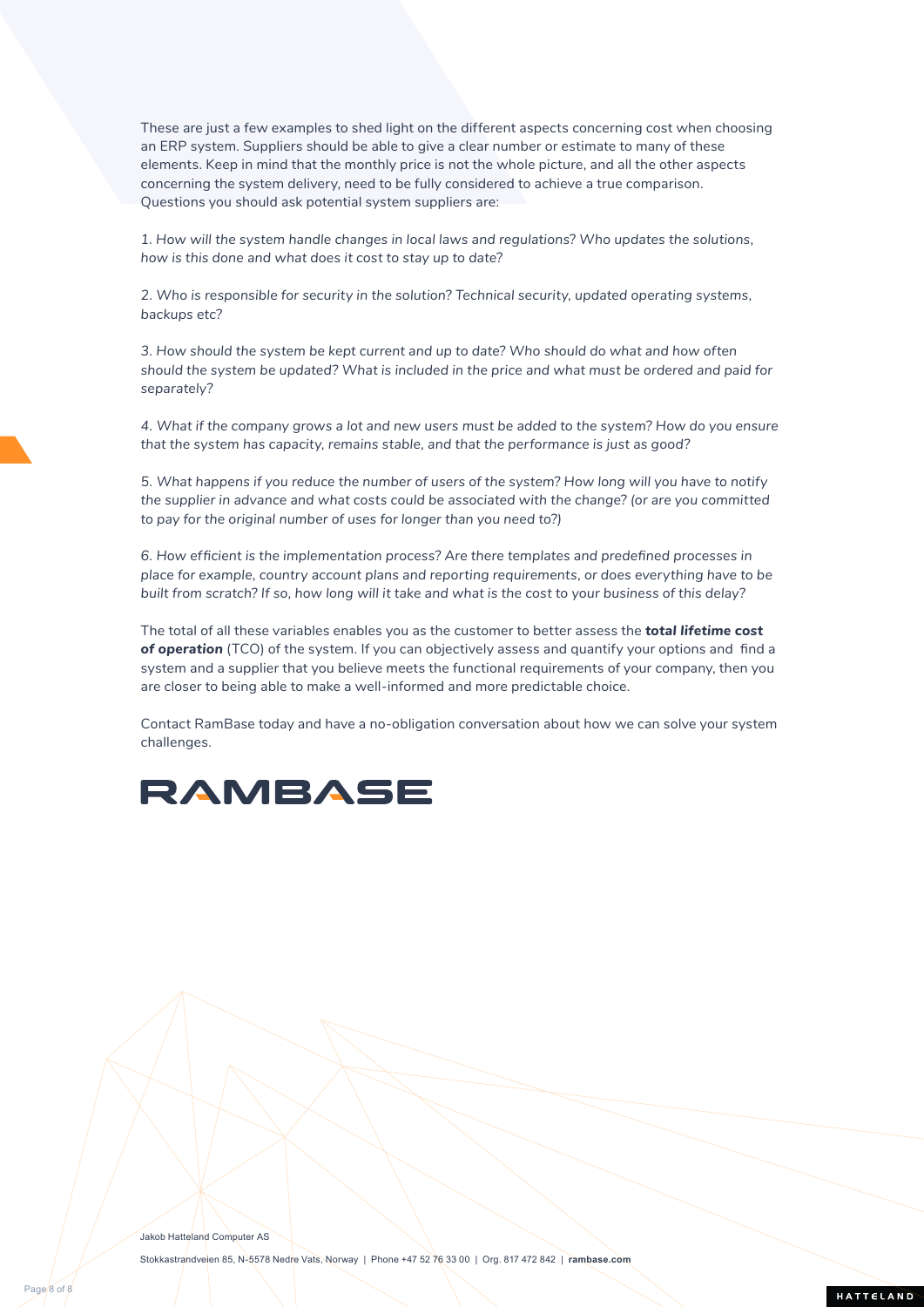These are just a few examples to shed light on the different aspects concerning cost when choosing an ERP system. Suppliers should be able to give a clear number or estimate to many of these elements. Keep in mind that the monthly price is not the whole picture, and all the other aspects concerning the system delivery, need to be fully considered to achieve a true comparison. Questions you should ask potential system suppliers are:

*1. How will the system handle changes in local laws and regulations? Who updates the solutions, how is this done and what does it cost to stay up to date?*

*2. Who is responsible for security in the solution? Technical security, updated operating systems, backups etc?*

*3. How should the system be kept current and up to date? Who should do what and how often should the system be updated? What is included in the price and what must be ordered and paid for separately?*

*4. What if the company grows a lot and new users must be added to the system? How do you ensure that the system has capacity, remains stable, and that the performance is just as good?*

*5. What happens if you reduce the number of users of the system? How long will you have to notify the supplier in advance and what costs could be associated with the change? (or are you committed to pay for the original number of uses for longer than you need to?)*

*6. How efficient is the implementation process? Are there templates and predefined processes in place for example, country account plans and reporting requirements, or does everything have to be built from scratch? If so, how long will it take and what is the cost to your business of this delay?*

The total of all these variables enables you as the customer to better assess the ***total lifetime cost of operation*** (TCO) of the system. If you can objectively assess and quantify your options and find a system and a supplier that you believe meets the functional requirements of your company, then you are closer to being able to make a well-informed and more predictable choice.

Contact RamBase today and have a no-obligation conversation about how we can solve your system challenges.

RAMBASE

Jakob Hatteland Computer AS

Stokkastrandveien 85, N-5578 Nedre Vats, Norway | Phone +47 52 76 33 00 | Org. 817 472 842 | **rambase.com**